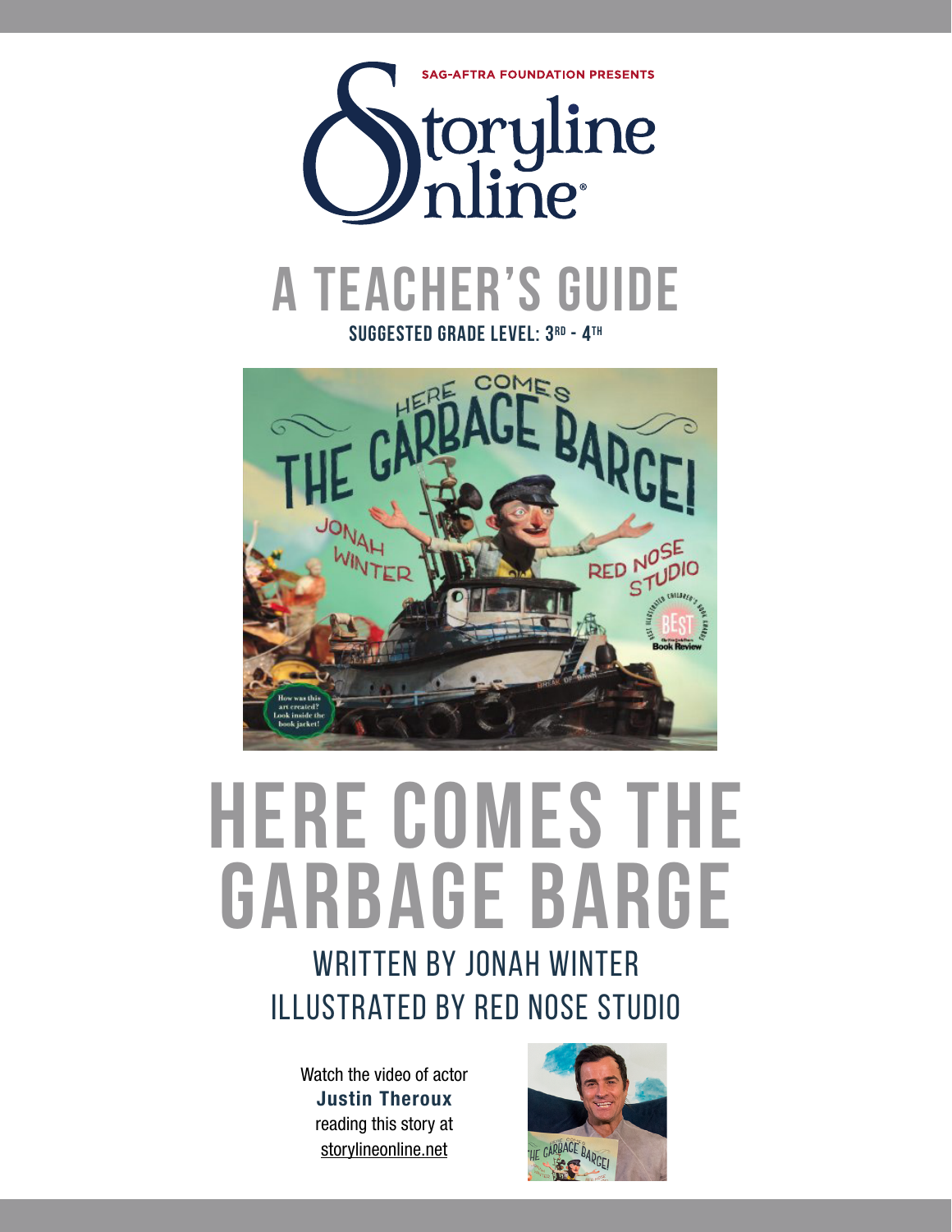SAG-AFTRA FOUNDATION PRESENTS

Storyline Online®

# A TEACHER'S GUIDE

**SUGGESTED GRADE LEVEL: 3RD - 4TH**

# HERE COMES THE GARBAGE BARGE

## WRITTEN BY JONAH WINTER
## ILLUSTRATED BY RED NOSE STUDIO

Watch the video of actor **Justin Theroux** reading this story at storylineonline.net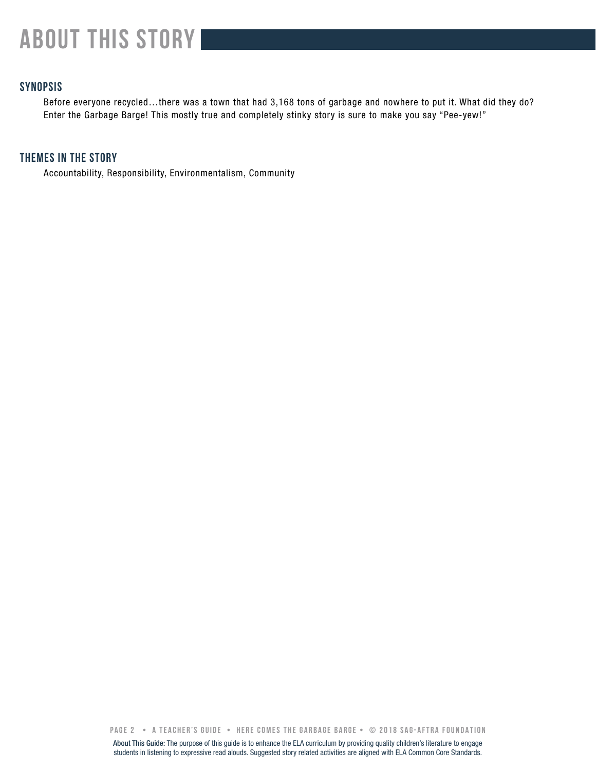# ABOUT THIS STORY

## SYNOPSIS

Before everyone recycled…there was a town that had 3,168 tons of garbage and nowhere to put it. What did they do? Enter the Garbage Barge! This mostly true and completely stinky story is sure to make you say "Pee-yew!"

## THEMES IN THE STORY

Accountability, Responsibility, Environmentalism, Community

**About This Guide:** The purpose of this guide is to enhance the ELA curriculum by providing quality children's literature to engage students in listening to expressive read alouds. Suggested story related activities are aligned with ELA Common Core Standards.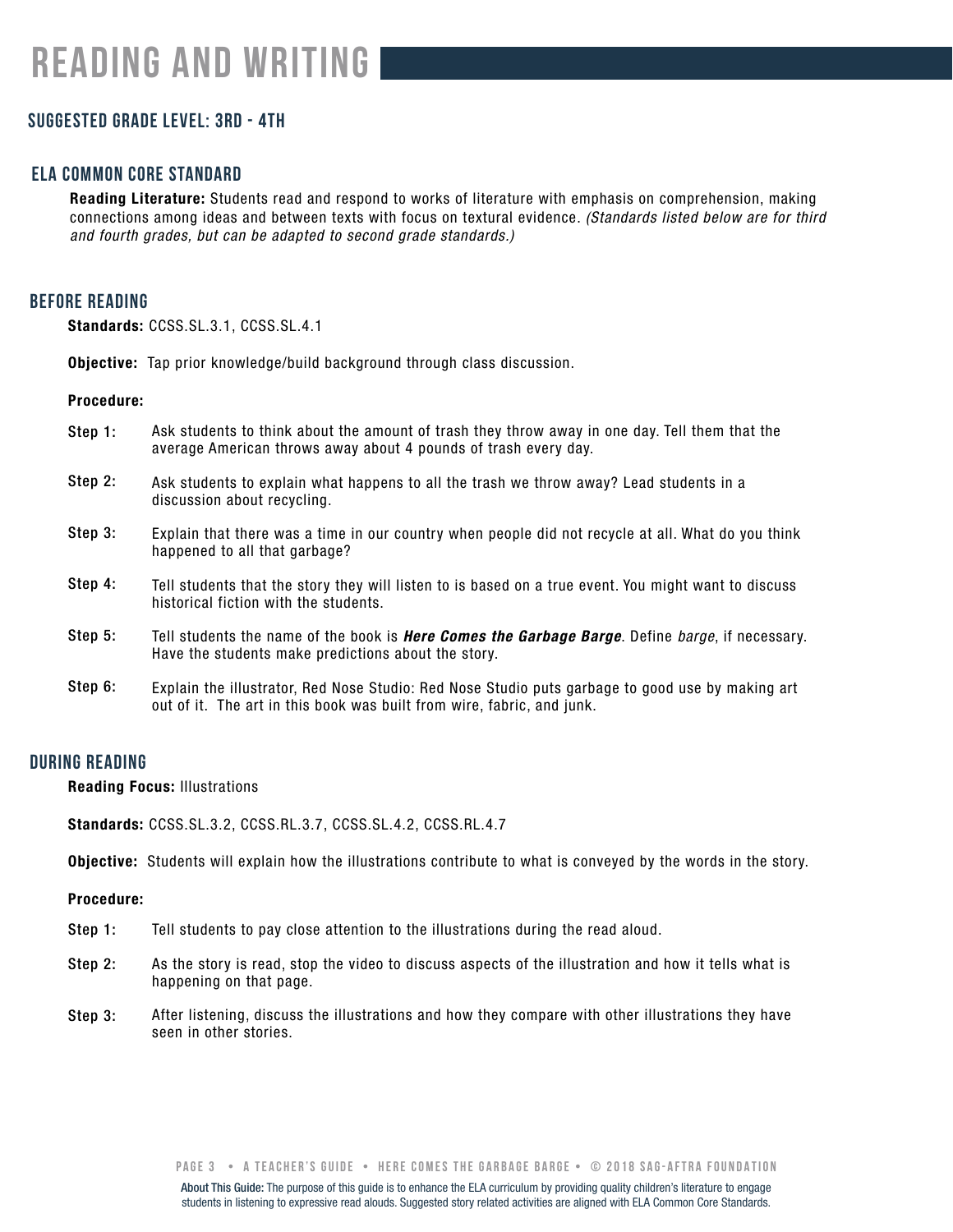# READING AND WRITING

### SUGGESTED GRADE LEVEL: 3RD - 4TH

### ELA COMMON CORE STANDARD

**Reading Literature:** Students read and respond to works of literature with emphasis on comprehension, making connections among ideas and between texts with focus on textural evidence. *(Standards listed below are for third and fourth grades, but can be adapted to second grade standards.)*

## BEFORE READING

**Standards:** CCSS.SL.3.1, CCSS.SL.4.1

**Objective:** Tap prior knowledge/build background through class discussion.

**Procedure:**

**Step 1:** Ask students to think about the amount of trash they throw away in one day. Tell them that the average American throws away about 4 pounds of trash every day.

**Step 2:** Ask students to explain what happens to all the trash we throw away? Lead students in a discussion about recycling.

**Step 3:** Explain that there was a time in our country when people did not recycle at all. What do you think happened to all that garbage?

**Step 4:** Tell students that the story they will listen to is based on a true event. You might want to discuss historical fiction with the students.

**Step 5:** Tell students the name of the book is ***Here Comes the Garbage Barge***. Define *barge*, if necessary. Have the students make predictions about the story.

**Step 6:** Explain the illustrator, Red Nose Studio: Red Nose Studio puts garbage to good use by making art out of it. The art in this book was built from wire, fabric, and junk.

## DURING READING

**Reading Focus:** Illustrations

**Standards:** CCSS.SL.3.2, CCSS.RL.3.7, CCSS.SL.4.2, CCSS.RL.4.7

**Objective:** Students will explain how the illustrations contribute to what is conveyed by the words in the story.

**Procedure:**

**Step 1:** Tell students to pay close attention to the illustrations during the read aloud.

**Step 2:** As the story is read, stop the video to discuss aspects of the illustration and how it tells what is happening on that page.

**Step 3:** After listening, discuss the illustrations and how they compare with other illustrations they have seen in other stories.

About This Guide: The purpose of this guide is to enhance the ELA curriculum by providing quality children's literature to engage students in listening to expressive read alouds. Suggested story related activities are aligned with ELA Common Core Standards.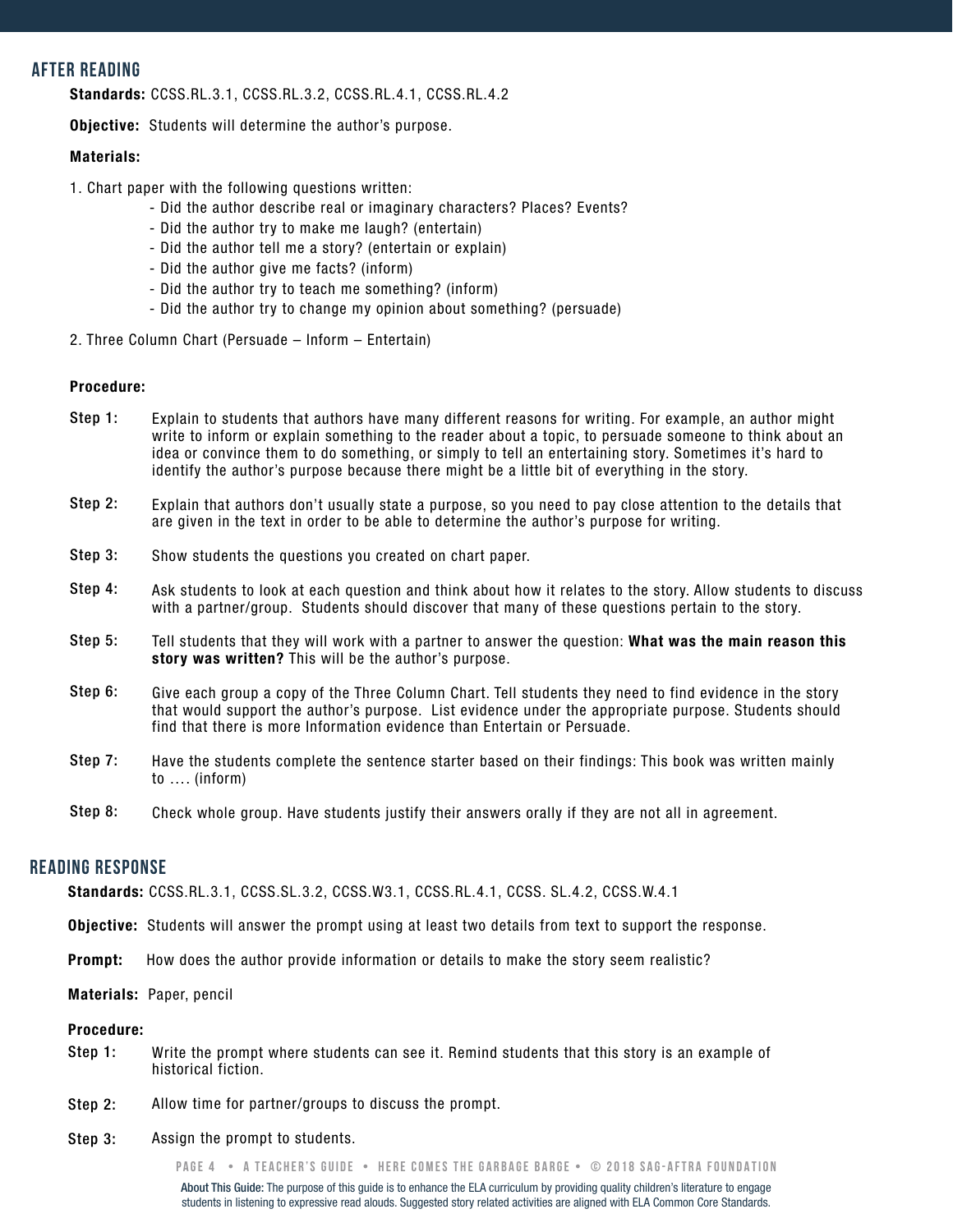## AFTER READING

**Standards:** CCSS.RL.3.1, CCSS.RL.3.2, CCSS.RL.4.1, CCSS.RL.4.2

**Objective:** Students will determine the author's purpose.

**Materials:**

1. Chart paper with the following questions written:
   - Did the author describe real or imaginary characters? Places? Events?
   - Did the author try to make me laugh? (entertain)
   - Did the author tell me a story? (entertain or explain)
   - Did the author give me facts? (inform)
   - Did the author try to teach me something? (inform)
   - Did the author try to change my opinion about something? (persuade)

2. Three Column Chart (Persuade – Inform – Entertain)

**Procedure:**

**Step 1:** Explain to students that authors have many different reasons for writing. For example, an author might write to inform or explain something to the reader about a topic, to persuade someone to think about an idea or convince them to do something, or simply to tell an entertaining story. Sometimes it's hard to identify the author's purpose because there might be a little bit of everything in the story.

**Step 2:** Explain that authors don't usually state a purpose, so you need to pay close attention to the details that are given in the text in order to be able to determine the author's purpose for writing.

**Step 3:** Show students the questions you created on chart paper.

**Step 4:** Ask students to look at each question and think about how it relates to the story. Allow students to discuss with a partner/group. Students should discover that many of these questions pertain to the story.

**Step 5:** Tell students that they will work with a partner to answer the question: **What was the main reason this story was written?** This will be the author's purpose.

**Step 6:** Give each group a copy of the Three Column Chart. Tell students they need to find evidence in the story that would support the author's purpose. List evidence under the appropriate purpose. Students should find that there is more Information evidence than Entertain or Persuade.

**Step 7:** Have the students complete the sentence starter based on their findings: This book was written mainly to …. (inform)

**Step 8:** Check whole group. Have students justify their answers orally if they are not all in agreement.

## READING RESPONSE

**Standards:** CCSS.RL.3.1, CCSS.SL.3.2, CCSS.W3.1, CCSS.RL.4.1, CCSS. SL.4.2, CCSS.W.4.1

**Objective:** Students will answer the prompt using at least two details from text to support the response.

**Prompt:** How does the author provide information or details to make the story seem realistic?

**Materials:** Paper, pencil

**Procedure:**

**Step 1:** Write the prompt where students can see it. Remind students that this story is an example of historical fiction.

**Step 2:** Allow time for partner/groups to discuss the prompt.

**Step 3:** Assign the prompt to students.

About This Guide: The purpose of this guide is to enhance the ELA curriculum by providing quality children's literature to engage students in listening to expressive read alouds. Suggested story related activities are aligned with ELA Common Core Standards.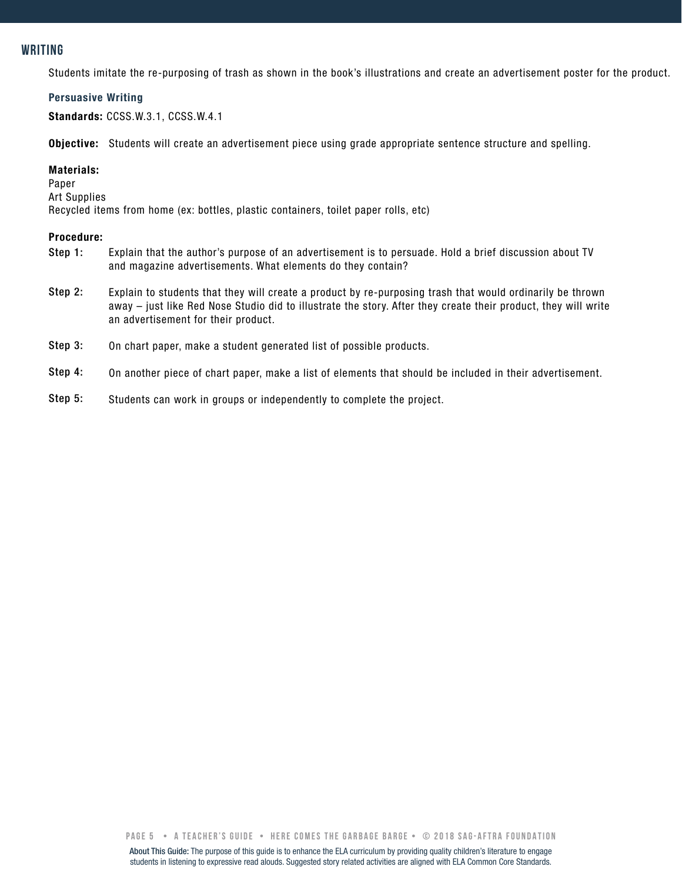## WRITING

Students imitate the re-purposing of trash as shown in the book's illustrations and create an advertisement poster for the product.

### Persuasive Writing

**Standards:** CCSS.W.3.1, CCSS.W.4.1

**Objective:** Students will create an advertisement piece using grade appropriate sentence structure and spelling.

**Materials:**
Paper
Art Supplies
Recycled items from home (ex: bottles, plastic containers, toilet paper rolls, etc)

**Procedure:**

**Step 1:** Explain that the author's purpose of an advertisement is to persuade. Hold a brief discussion about TV and magazine advertisements. What elements do they contain?

**Step 2:** Explain to students that they will create a product by re-purposing trash that would ordinarily be thrown away – just like Red Nose Studio did to illustrate the story. After they create their product, they will write an advertisement for their product.

**Step 3:** On chart paper, make a student generated list of possible products.

**Step 4:** On another piece of chart paper, make a list of elements that should be included in their advertisement.

**Step 5:** Students can work in groups or independently to complete the project.

About This Guide: The purpose of this guide is to enhance the ELA curriculum by providing quality children's literature to engage students in listening to expressive read alouds. Suggested story related activities are aligned with ELA Common Core Standards.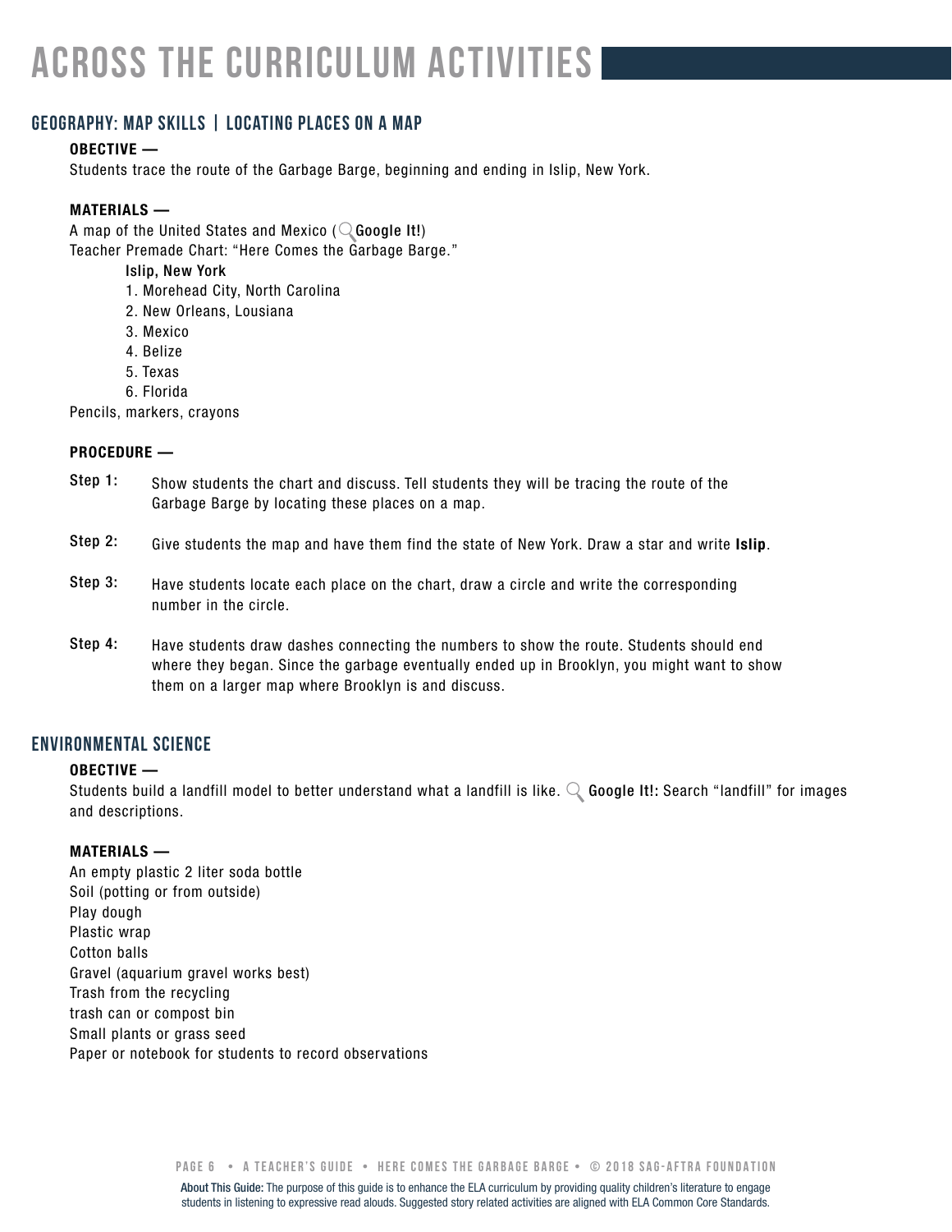# ACROSS THE CURRICULUM ACTIVITIES

## GEOGRAPHY: MAP SKILLS | LOCATING PLACES ON A MAP

**OBJECTIVE —**

Students trace the route of the Garbage Barge, beginning and ending in Islip, New York.

**MATERIALS —**

A map of the United States and Mexico (**Google It!**)

Teacher Premade Chart: "Here Comes the Garbage Barge."

**Islip, New York**

1. Morehead City, North Carolina
2. New Orleans, Lousiana
3. Mexico
4. Belize
5. Texas
6. Florida

Pencils, markers, crayons

**PROCEDURE —**

**Step 1:** Show students the chart and discuss. Tell students they will be tracing the route of the Garbage Barge by locating these places on a map.

**Step 2:** Give students the map and have them find the state of New York. Draw a star and write **Islip**.

**Step 3:** Have students locate each place on the chart, draw a circle and write the corresponding number in the circle.

**Step 4:** Have students draw dashes connecting the numbers to show the route. Students should end where they began. Since the garbage eventually ended up in Brooklyn, you might want to show them on a larger map where Brooklyn is and discuss.

## ENVIRONMENTAL SCIENCE

**OBJECTIVE —**

Students build a landfill model to better understand what a landfill is like. **Google It!:** Search "landfill" for images and descriptions.

**MATERIALS —**

An empty plastic 2 liter soda bottle
Soil (potting or from outside)
Play dough
Plastic wrap
Cotton balls
Gravel (aquarium gravel works best)
Trash from the recycling
trash can or compost bin
Small plants or grass seed
Paper or notebook for students to record observations

About This Guide: The purpose of this guide is to enhance the ELA curriculum by providing quality children's literature to engage students in listening to expressive read alouds. Suggested story related activities are aligned with ELA Common Core Standards.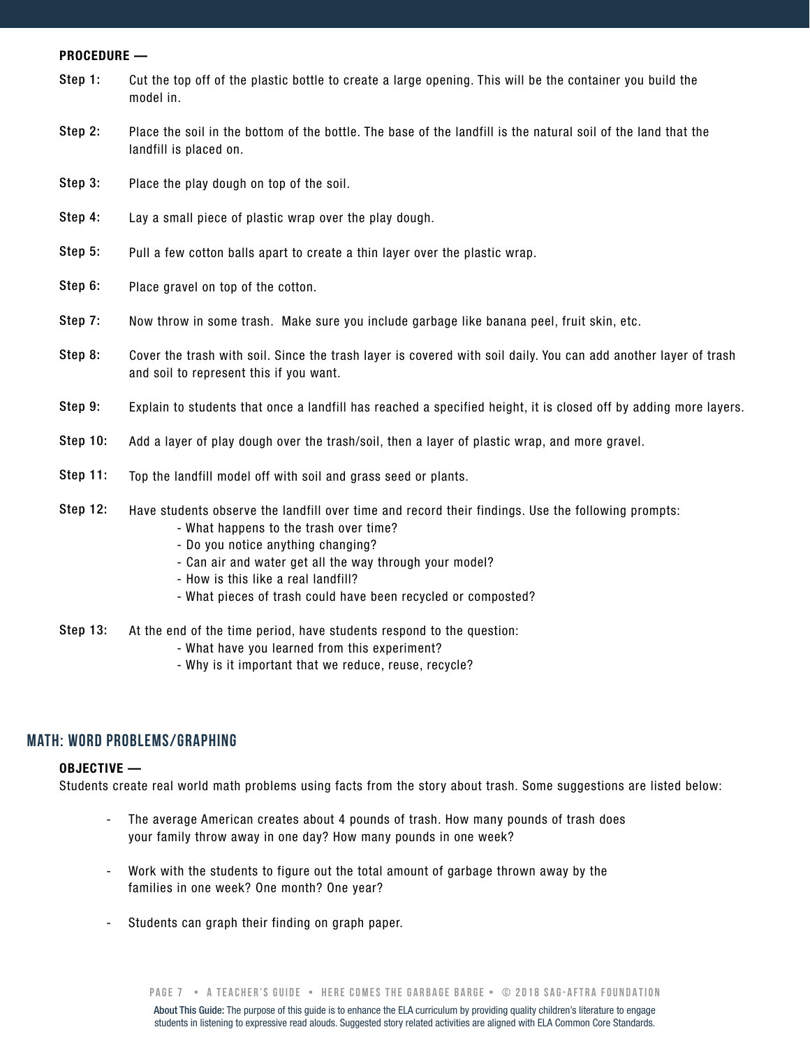**PROCEDURE —**

**Step 1:** Cut the top off of the plastic bottle to create a large opening. This will be the container you build the model in.

**Step 2:** Place the soil in the bottom of the bottle. The base of the landfill is the natural soil of the land that the landfill is placed on.

**Step 3:** Place the play dough on top of the soil.

**Step 4:** Lay a small piece of plastic wrap over the play dough.

**Step 5:** Pull a few cotton balls apart to create a thin layer over the plastic wrap.

**Step 6:** Place gravel on top of the cotton.

**Step 7:** Now throw in some trash. Make sure you include garbage like banana peel, fruit skin, etc.

**Step 8:** Cover the trash with soil. Since the trash layer is covered with soil daily. You can add another layer of trash and soil to represent this if you want.

**Step 9:** Explain to students that once a landfill has reached a specified height, it is closed off by adding more layers.

**Step 10:** Add a layer of play dough over the trash/soil, then a layer of plastic wrap, and more gravel.

**Step 11:** Top the landfill model off with soil and grass seed or plants.

**Step 12:** Have students observe the landfill over time and record their findings. Use the following prompts:

- What happens to the trash over time?
- Do you notice anything changing?
- Can air and water get all the way through your model?
- How is this like a real landfill?
- What pieces of trash could have been recycled or composted?

**Step 13:** At the end of the time period, have students respond to the question:

- What have you learned from this experiment?
- Why is it important that we reduce, reuse, recycle?

## MATH: WORD PROBLEMS/GRAPHING

**OBJECTIVE —**

Students create real world math problems using facts from the story about trash. Some suggestions are listed below:

- The average American creates about 4 pounds of trash. How many pounds of trash does your family throw away in one day? How many pounds in one week?
- Work with the students to figure out the total amount of garbage thrown away by the families in one week? One month? One year?
- Students can graph their finding on graph paper.

**About This Guide:** The purpose of this guide is to enhance the ELA curriculum by providing quality children's literature to engage students in listening to expressive read alouds. Suggested story related activities are aligned with ELA Common Core Standards.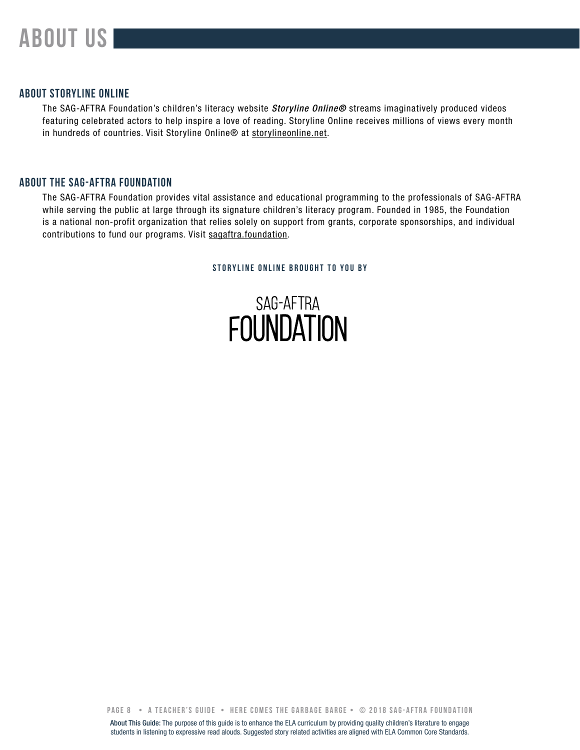# ABOUT US

## ABOUT STORYLINE ONLINE

The SAG-AFTRA Foundation's children's literacy website ***Storyline Online®*** streams imaginatively produced videos featuring celebrated actors to help inspire a love of reading. Storyline Online receives millions of views every month in hundreds of countries. Visit Storyline Online® at storylineonline.net.

## ABOUT THE SAG-AFTRA FOUNDATION

The SAG-AFTRA Foundation provides vital assistance and educational programming to the professionals of SAG-AFTRA while serving the public at large through its signature children's literacy program. Founded in 1985, the Foundation is a national non-profit organization that relies solely on support from grants, corporate sponsorships, and individual contributions to fund our programs. Visit sagaftra.foundation.

**STORYLINE ONLINE BROUGHT TO YOU BY**

SAG-AFTRA
FOUNDATION

**About This Guide:** The purpose of this guide is to enhance the ELA curriculum by providing quality children's literature to engage students in listening to expressive read alouds. Suggested story related activities are aligned with ELA Common Core Standards.